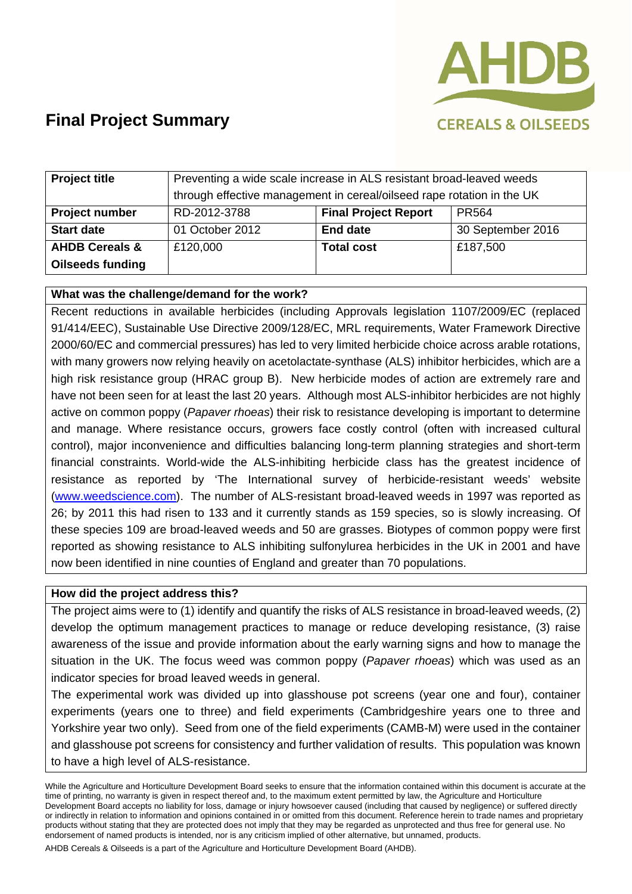# Final Project Summary

AHDB CEREALS & OILSEEDS

| Project title | Preventing a wide scale increase in ALS resistant broad-leaved weeds through effective management in cereal/oilseed rape rotation in the UK | | |
|---|---|---|---|
| **Project number** | RD-2012-3788 | **Final Project Report** | PR564 |
| **Start date** | 01 October 2012 | **End date** | 30 September 2016 |
| **AHDB Cereals & Oilseeds funding** | £120,000 | **Total cost** | £187,500 |

**What was the challenge/demand for the work?**

Recent reductions in available herbicides (including Approvals legislation 1107/2009/EC (replaced 91/414/EEC), Sustainable Use Directive 2009/128/EC, MRL requirements, Water Framework Directive 2000/60/EC and commercial pressures) has led to very limited herbicide choice across arable rotations, with many growers now relying heavily on acetolactate-synthase (ALS) inhibitor herbicides, which are a high risk resistance group (HRAC group B). New herbicide modes of action are extremely rare and have not been seen for at least the last 20 years. Although most ALS-inhibitor herbicides are not highly active on common poppy (*Papaver rhoeas*) their risk to resistance developing is important to determine and manage. Where resistance occurs, growers face costly control (often with increased cultural control), major inconvenience and difficulties balancing long-term planning strategies and short-term financial constraints. World-wide the ALS-inhibiting herbicide class has the greatest incidence of resistance as reported by 'The International survey of herbicide-resistant weeds' website (www.weedscience.com). The number of ALS-resistant broad-leaved weeds in 1997 was reported as 26; by 2011 this had risen to 133 and it currently stands as 159 species, so is slowly increasing. Of these species 109 are broad-leaved weeds and 50 are grasses. Biotypes of common poppy were first reported as showing resistance to ALS inhibiting sulfonylurea herbicides in the UK in 2001 and have now been identified in nine counties of England and greater than 70 populations.

**How did the project address this?**

The project aims were to (1) identify and quantify the risks of ALS resistance in broad-leaved weeds, (2) develop the optimum management practices to manage or reduce developing resistance, (3) raise awareness of the issue and provide information about the early warning signs and how to manage the situation in the UK. The focus weed was common poppy (*Papaver rhoeas*) which was used as an indicator species for broad leaved weeds in general.

The experimental work was divided up into glasshouse pot screens (year one and four), container experiments (years one to three) and field experiments (Cambridgeshire years one to three and Yorkshire year two only). Seed from one of the field experiments (CAMB-M) were used in the container and glasshouse pot screens for consistency and further validation of results. This population was known to have a high level of ALS-resistance.

While the Agriculture and Horticulture Development Board seeks to ensure that the information contained within this document is accurate at the time of printing, no warranty is given in respect thereof and, to the maximum extent permitted by law, the Agriculture and Horticulture Development Board accepts no liability for loss, damage or injury howsoever caused (including that caused by negligence) or suffered directly or indirectly in relation to information and opinions contained in or omitted from this document. Reference herein to trade names and proprietary products without stating that they are protected does not imply that they may be regarded as unprotected and thus free for general use. No endorsement of named products is intended, nor is any criticism implied of other alternative, but unnamed, products.

AHDB Cereals & Oilseeds is a part of the Agriculture and Horticulture Development Board (AHDB).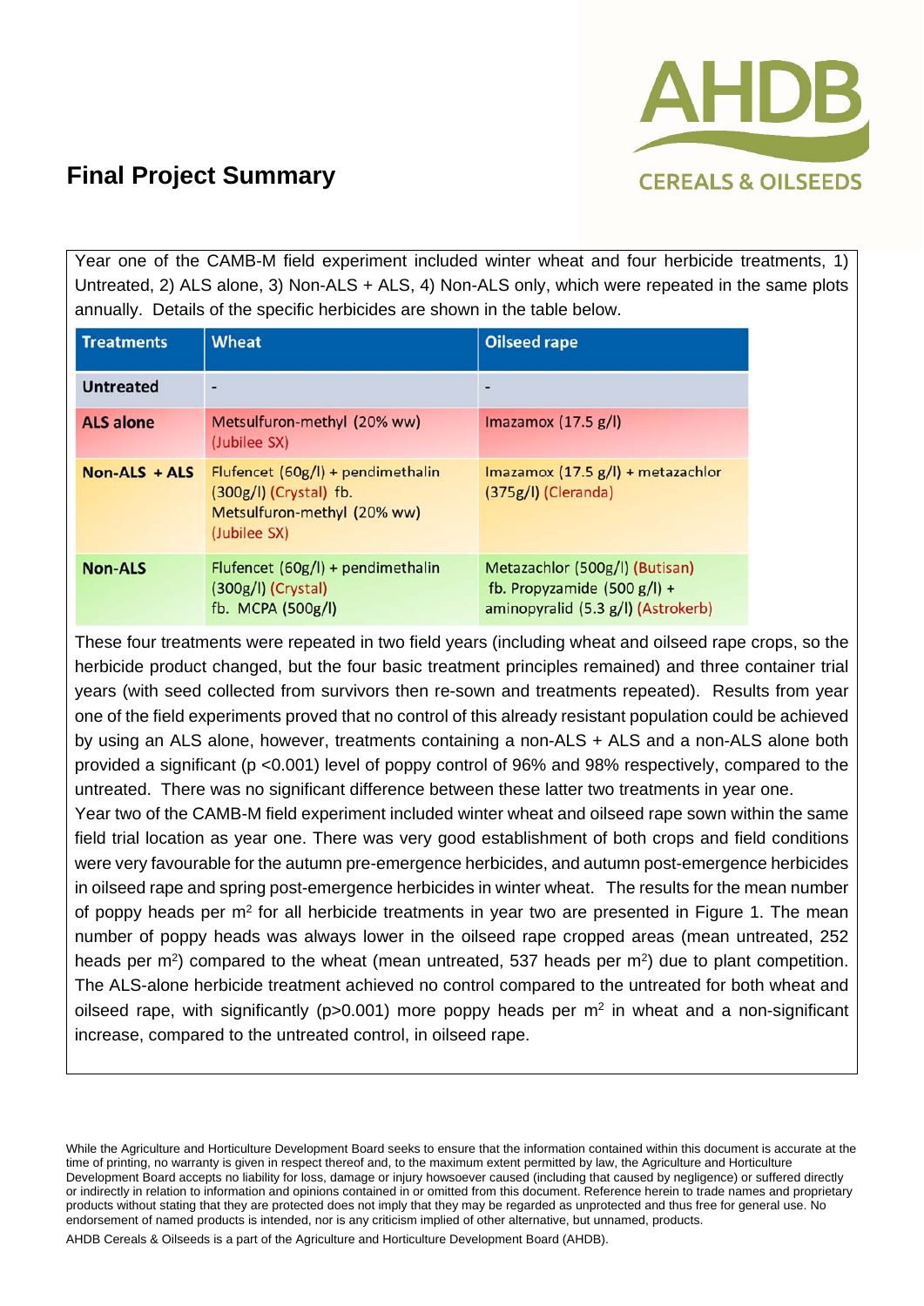# Final Project Summary

Year one of the CAMB-M field experiment included winter wheat and four herbicide treatments, 1) Untreated, 2) ALS alone, 3) Non-ALS + ALS, 4) Non-ALS only, which were repeated in the same plots annually. Details of the specific herbicides are shown in the table below.

| Treatments | Wheat | Oilseed rape |
|---|---|---|
| **Untreated** | - | - |
| **ALS alone** | Metsulfuron-methyl (20% ww) (Jubilee SX) | Imazamox (17.5 g/l) |
| **Non-ALS + ALS** | Flufencet (60g/l) + pendimethalin (300g/l) (Crystal) fb. Metsulfuron-methyl (20% ww) (Jubilee SX) | Imazamox (17.5 g/l) + metazachlor (375g/l) (Cleranda) |
| **Non-ALS** | Flufencet (60g/l) + pendimethalin (300g/l) (Crystal) fb. MCPA (500g/l) | Metazachlor (500g/l) (Butisan) fb. Propyzamide (500 g/l) + aminopyralid (5.3 g/l) (Astrokerb) |

These four treatments were repeated in two field years (including wheat and oilseed rape crops, so the herbicide product changed, but the four basic treatment principles remained) and three container trial years (with seed collected from survivors then re-sown and treatments repeated). Results from year one of the field experiments proved that no control of this already resistant population could be achieved by using an ALS alone, however, treatments containing a non-ALS + ALS and a non-ALS alone both provided a significant ($p < 0.001$) level of poppy control of 96% and 98% respectively, compared to the untreated. There was no significant difference between these latter two treatments in year one.

Year two of the CAMB-M field experiment included winter wheat and oilseed rape sown within the same field trial location as year one. There was very good establishment of both crops and field conditions were very favourable for the autumn pre-emergence herbicides, and autumn post-emergence herbicides in oilseed rape and spring post-emergence herbicides in winter wheat. The results for the mean number of poppy heads per $m^2$ for all herbicide treatments in year two are presented in Figure 1. The mean number of poppy heads was always lower in the oilseed rape cropped areas (mean untreated, 252 heads per $m^2$) compared to the wheat (mean untreated, 537 heads per $m^2$) due to plant competition. The ALS-alone herbicide treatment achieved no control compared to the untreated for both wheat and oilseed rape, with significantly ($p > 0.001$) more poppy heads per $m^2$ in wheat and a non-significant increase, compared to the untreated control, in oilseed rape.

While the Agriculture and Horticulture Development Board seeks to ensure that the information contained within this document is accurate at the time of printing, no warranty is given in respect thereof and, to the maximum extent permitted by law, the Agriculture and Horticulture Development Board accepts no liability for loss, damage or injury howsoever caused (including that caused by negligence) or suffered directly or indirectly in relation to information and opinions contained in or omitted from this document. Reference herein to trade names and proprietary products without stating that they are protected does not imply that they may be regarded as unprotected and thus free for general use. No endorsement of named products is intended, nor is any criticism implied of other alternative, but unnamed, products.

AHDB Cereals & Oilseeds is a part of the Agriculture and Horticulture Development Board (AHDB).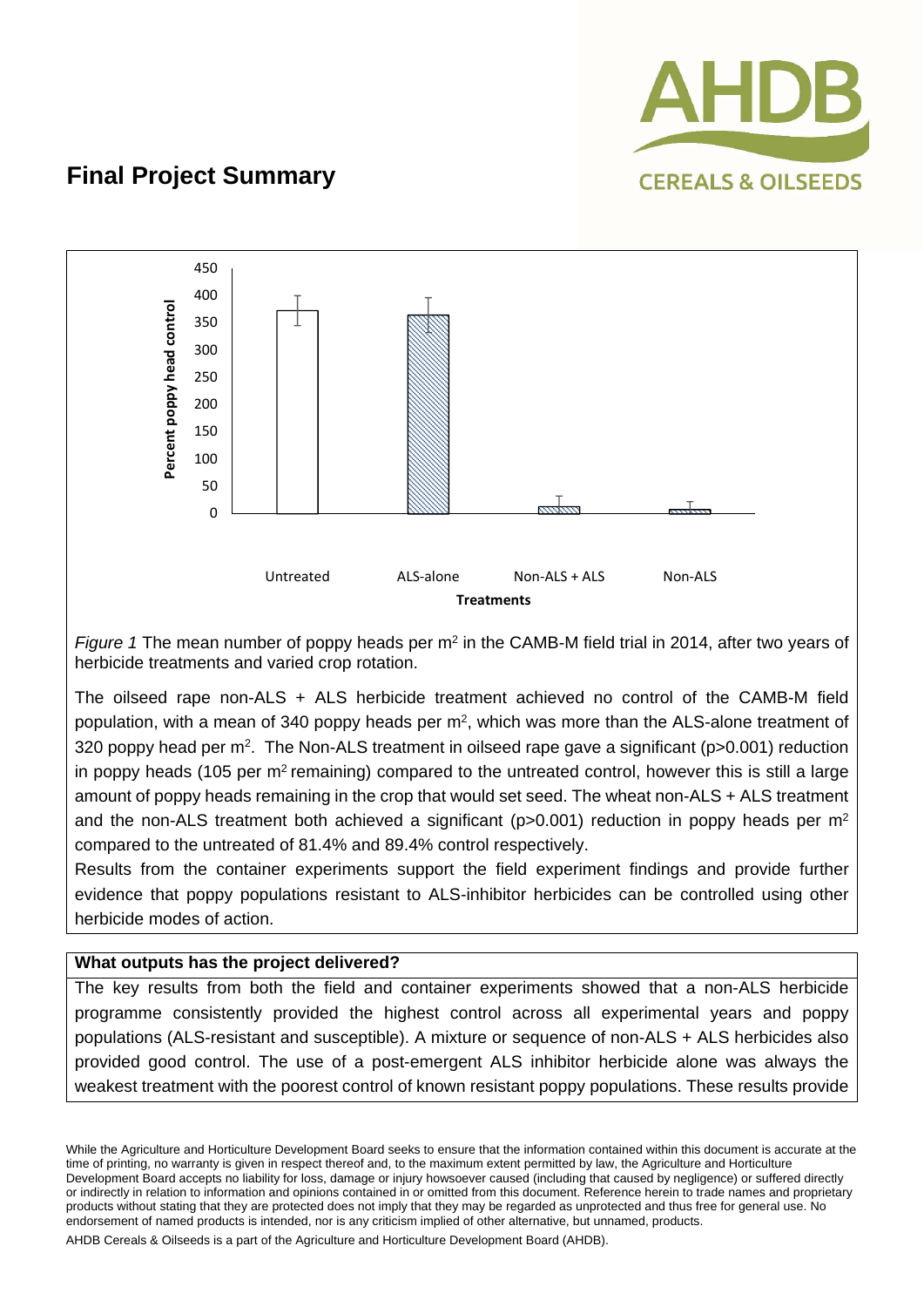# Final Project Summary

*Figure 1* The mean number of poppy heads per $m^2$ in the CAMB-M field trial in 2014, after two years of herbicide treatments and varied crop rotation.

The oilseed rape non-ALS + ALS herbicide treatment achieved no control of the CAMB-M field population, with a mean of 340 poppy heads per $m^2$, which was more than the ALS-alone treatment of 320 poppy head per $m^2$. The Non-ALS treatment in oilseed rape gave a significant ($p>0.001$) reduction in poppy heads (105 per $m^2$ remaining) compared to the untreated control, however this is still a large amount of poppy heads remaining in the crop that would set seed. The wheat non-ALS + ALS treatment and the non-ALS treatment both achieved a significant ($p>0.001$) reduction in poppy heads per $m^2$ compared to the untreated of 81.4% and 89.4% control respectively.

Results from the container experiments support the field experiment findings and provide further evidence that poppy populations resistant to ALS-inhibitor herbicides can be controlled using other herbicide modes of action.

**What outputs has the project delivered?**

The key results from both the field and container experiments showed that a non-ALS herbicide programme consistently provided the highest control across all experimental years and poppy populations (ALS-resistant and susceptible). A mixture or sequence of non-ALS + ALS herbicides also provided good control. The use of a post-emergent ALS inhibitor herbicide alone was always the weakest treatment with the poorest control of known resistant poppy populations. These results provide

While the Agriculture and Horticulture Development Board seeks to ensure that the information contained within this document is accurate at the time of printing, no warranty is given in respect thereof and, to the maximum extent permitted by law, the Agriculture and Horticulture Development Board accepts no liability for loss, damage or injury howsoever caused (including that caused by negligence) or suffered directly or indirectly in relation to information and opinions contained in or omitted from this document. Reference herein to trade names and proprietary products without stating that they are protected does not imply that they may be regarded as unprotected and thus free for general use. No endorsement of named products is intended, nor is any criticism implied of other alternative, but unnamed, products.

AHDB Cereals & Oilseeds is a part of the Agriculture and Horticulture Development Board (AHDB).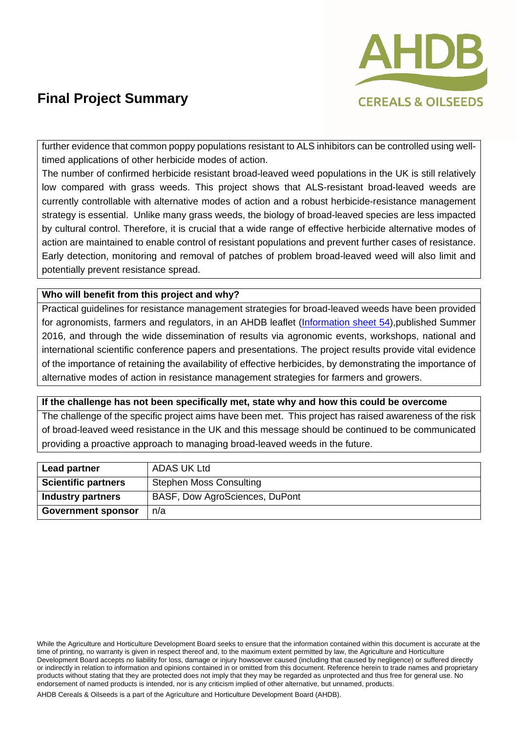further evidence that common poppy populations resistant to ALS inhibitors can be controlled using well-timed applications of other herbicide modes of action.

The number of confirmed herbicide resistant broad-leaved weed populations in the UK is still relatively low compared with grass weeds. This project shows that ALS-resistant broad-leaved weeds are currently controllable with alternative modes of action and a robust herbicide-resistance management strategy is essential. Unlike many grass weeds, the biology of broad-leaved species are less impacted by cultural control. Therefore, it is crucial that a wide range of effective herbicide alternative modes of action are maintained to enable control of resistant populations and prevent further cases of resistance. Early detection, monitoring and removal of patches of problem broad-leaved weed will also limit and potentially prevent resistance spread.

**Who will benefit from this project and why?**

Practical guidelines for resistance management strategies for broad-leaved weeds have been provided for agronomists, farmers and regulators, in an AHDB leaflet (Information sheet 54),published Summer 2016, and through the wide dissemination of results via agronomic events, workshops, national and international scientific conference papers and presentations. The project results provide vital evidence of the importance of retaining the availability of effective herbicides, by demonstrating the importance of alternative modes of action in resistance management strategies for farmers and growers.

**If the challenge has not been specifically met, state why and how this could be overcome**

The challenge of the specific project aims have been met. This project has raised awareness of the risk of broad-leaved weed resistance in the UK and this message should be continued to be communicated providing a proactive approach to managing broad-leaved weeds in the future.

| | |
|---|---|
| **Lead partner** | ADAS UK Ltd |
| **Scientific partners** | Stephen Moss Consulting |
| **Industry partners** | BASF, Dow AgroSciences, DuPont |
| **Government sponsor** | n/a |

While the Agriculture and Horticulture Development Board seeks to ensure that the information contained within this document is accurate at the time of printing, no warranty is given in respect thereof and, to the maximum extent permitted by law, the Agriculture and Horticulture Development Board accepts no liability for loss, damage or injury howsoever caused (including that caused by negligence) or suffered directly or indirectly in relation to information and opinions contained in or omitted from this document. Reference herein to trade names and proprietary products without stating that they are protected does not imply that they may be regarded as unprotected and thus free for general use. No endorsement of named products is intended, nor is any criticism implied of other alternative, but unnamed, products.

AHDB Cereals & Oilseeds is a part of the Agriculture and Horticulture Development Board (AHDB).